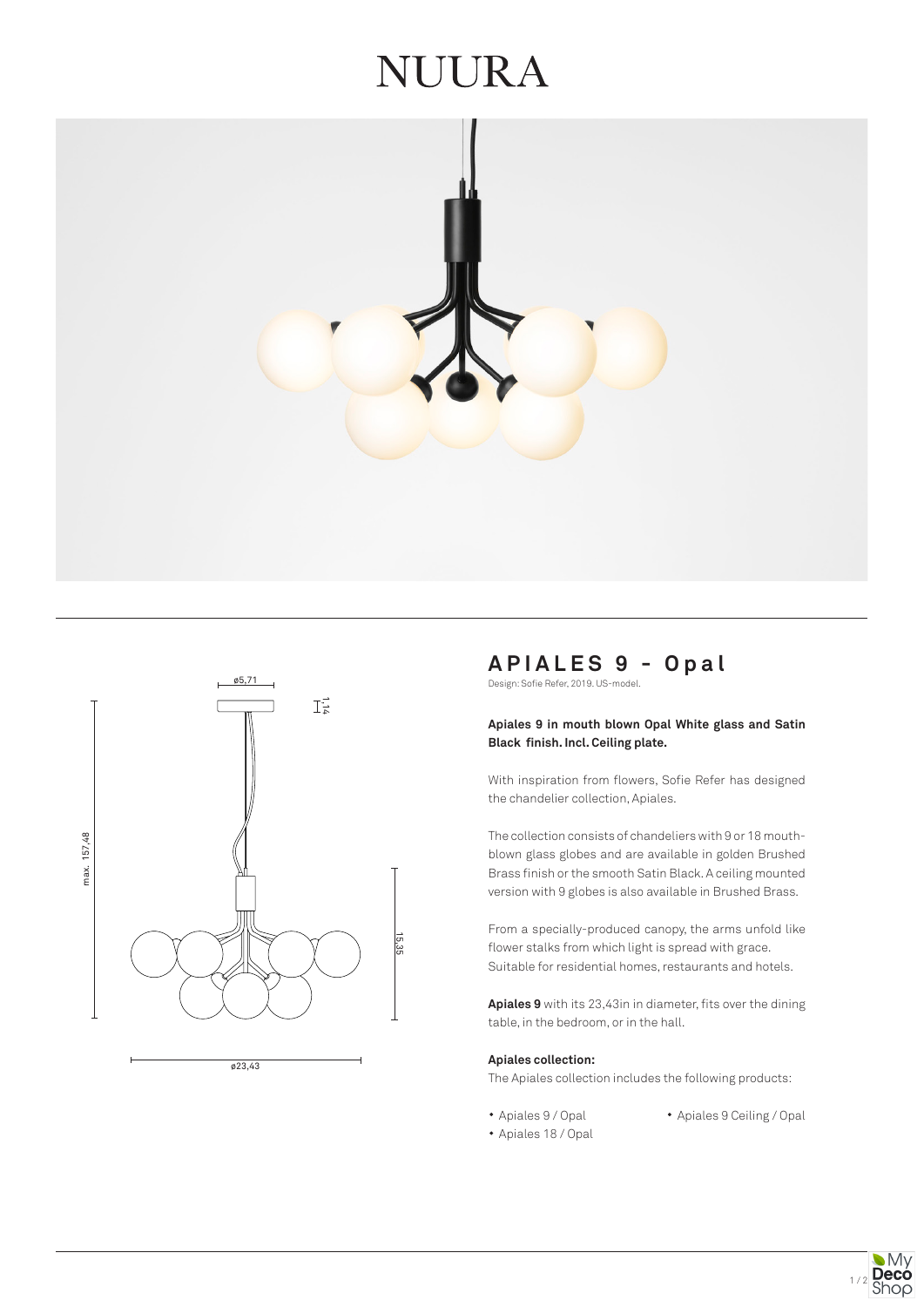# NUURA

## APIALES 9 - Opal

Design: Sofie Refer, 2019. US-model.

**Apiales 9 in mouth blown Opal White glass and Satin Black finish. Incl. Ceiling plate.**

With inspiration from flowers, Sofie Refer has designed the chandelier collection, Apiales.

The collection consists of chandeliers with 9 or 18 mouth-blown glass globes and are available in golden Brushed Brass finish or the smooth Satin Black. A ceiling mounted version with 9 globes is also available in Brushed Brass.

From a specially-produced canopy, the arms unfold like flower stalks from which light is spread with grace. Suitable for residential homes, restaurants and hotels.

**Apiales 9** with its 23,43in in diameter, fits over the dining table, in the bedroom, or in the hall.

**Apiales collection:**

The Apiales collection includes the following products:

- Apiales 9 / Opal
- Apiales 18 / Opal
- Apiales 9 Ceiling / Opal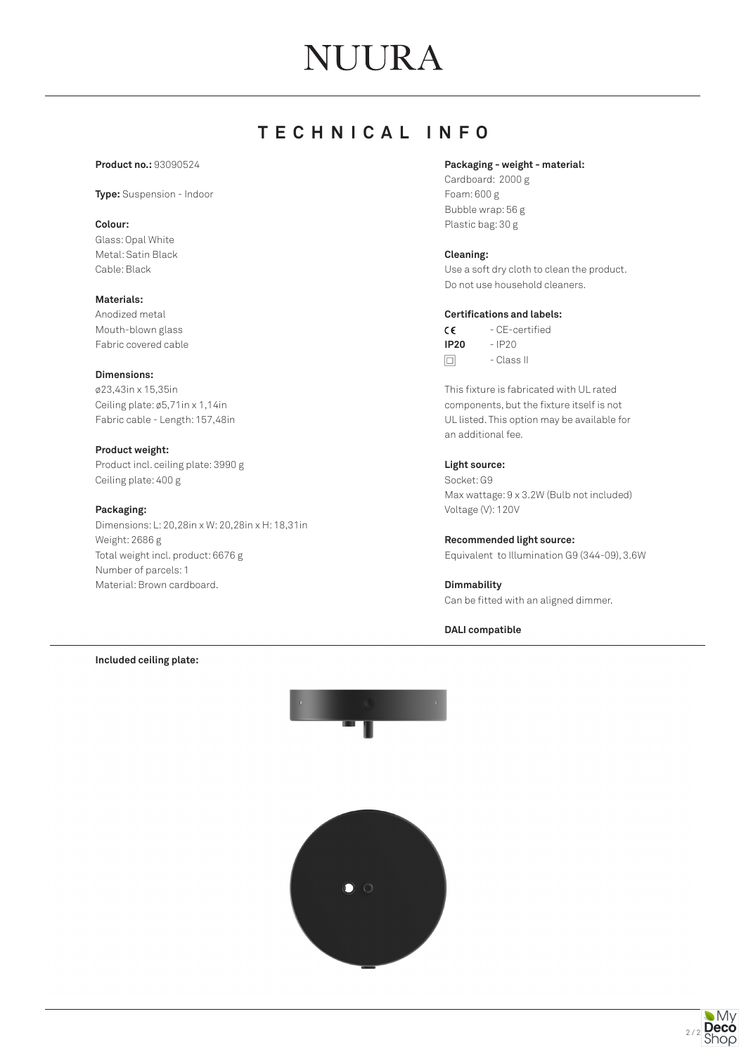# NUURA

## TECHNICAL INFO

**Product no.:** 93090524

**Type:** Suspension - Indoor

**Colour:**
Glass: Opal White
Metal: Satin Black
Cable: Black

**Materials:**
Anodized metal
Mouth-blown glass
Fabric covered cable

**Dimensions:**
ø23,43in x 15,35in
Ceiling plate: ø5,71in x 1,14in
Fabric cable - Length: 157,48in

**Product weight:**
Product incl. ceiling plate: 3990 g
Ceiling plate: 400 g

**Packaging:**
Dimensions: L: 20,28in x W: 20,28in x H: 18,31in
Weight: 2686 g
Total weight incl. product: 6676 g
Number of parcels: 1
Material: Brown cardboard.

**Packaging - weight - material:**
Cardboard: 2000 g
Foam: 600 g
Bubble wrap: 56 g
Plastic bag: 30 g

**Cleaning:**
Use a soft dry cloth to clean the product.
Do not use household cleaners.

**Certifications and labels:**
CE - CE-certified
**IP20** - IP20
▢ - Class II

This fixture is fabricated with UL rated components, but the fixture itself is not UL listed. This option may be available for an additional fee.

**Light source:**
Socket: G9
Max wattage: 9 x 3.2W (Bulb not included)
Voltage (V): 120V

**Recommended light source:**
Equivalent to Illumination G9 (344-09), 3.6W

**Dimmability**
Can be fitted with an aligned dimmer.

**DALI compatible**

**Included ceiling plate:**